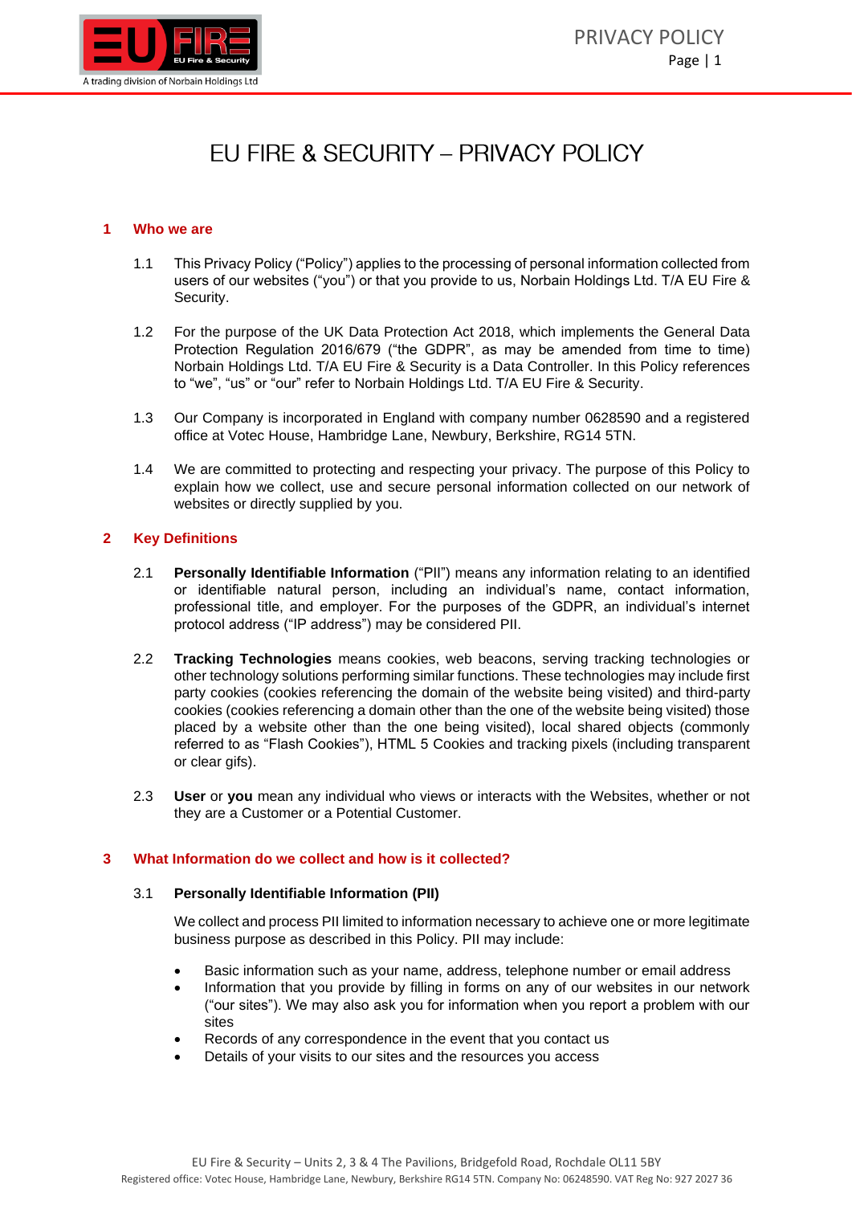# EU FIRE & SECURITY – PRIVACY POLICY

## 1 Who we are

1.1 This Privacy Policy ("Policy") applies to the processing of personal information collected from users of our websites ("you") or that you provide to us, Norbain Holdings Ltd. T/A EU Fire & Security.

1.2 For the purpose of the UK Data Protection Act 2018, which implements the General Data Protection Regulation 2016/679 ("the GDPR", as may be amended from time to time) Norbain Holdings Ltd. T/A EU Fire & Security is a Data Controller. In this Policy references to "we", "us" or "our" refer to Norbain Holdings Ltd. T/A EU Fire & Security.

1.3 Our Company is incorporated in England with company number 0628590 and a registered office at Votec House, Hambridge Lane, Newbury, Berkshire, RG14 5TN.

1.4 We are committed to protecting and respecting your privacy. The purpose of this Policy to explain how we collect, use and secure personal information collected on our network of websites or directly supplied by you.

## 2 Key Definitions

2.1 **Personally Identifiable Information** ("PII") means any information relating to an identified or identifiable natural person, including an individual's name, contact information, professional title, and employer. For the purposes of the GDPR, an individual's internet protocol address ("IP address") may be considered PII.

2.2 **Tracking Technologies** means cookies, web beacons, serving tracking technologies or other technology solutions performing similar functions. These technologies may include first party cookies (cookies referencing the domain of the website being visited) and third-party cookies (cookies referencing a domain other than the one of the website being visited) those placed by a website other than the one being visited), local shared objects (commonly referred to as "Flash Cookies"), HTML 5 Cookies and tracking pixels (including transparent or clear gifs).

2.3 **User** or **you** mean any individual who views or interacts with the Websites, whether or not they are a Customer or a Potential Customer.

## 3 What Information do we collect and how is it collected?

### 3.1 Personally Identifiable Information (PII)

We collect and process PII limited to information necessary to achieve one or more legitimate business purpose as described in this Policy. PII may include:

- Basic information such as your name, address, telephone number or email address
- Information that you provide by filling in forms on any of our websites in our network ("our sites"). We may also ask you for information when you report a problem with our sites
- Records of any correspondence in the event that you contact us
- Details of your visits to our sites and the resources you access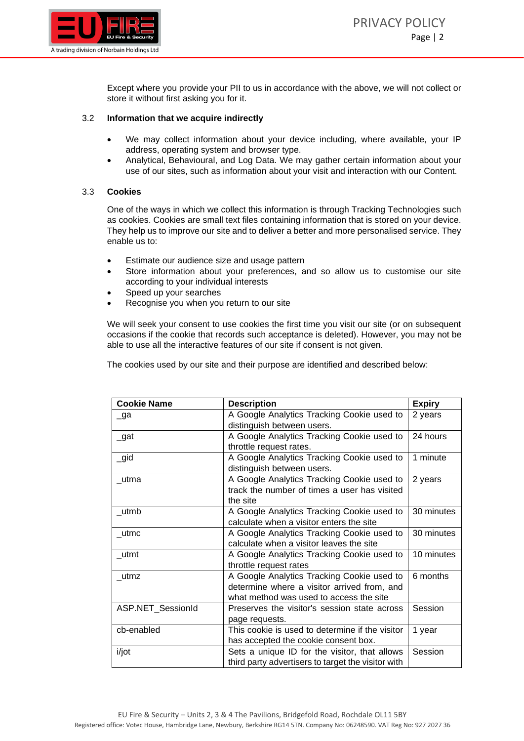Except where you provide your PII to us in accordance with the above, we will not collect or store it without first asking you for it.

### 3.2 Information that we acquire indirectly

- We may collect information about your device including, where available, your IP address, operating system and browser type.
- Analytical, Behavioural, and Log Data. We may gather certain information about your use of our sites, such as information about your visit and interaction with our Content.

### 3.3 Cookies

One of the ways in which we collect this information is through Tracking Technologies such as cookies. Cookies are small text files containing information that is stored on your device. They help us to improve our site and to deliver a better and more personalised service. They enable us to:

- Estimate our audience size and usage pattern
- Store information about your preferences, and so allow us to customise our site according to your individual interests
- Speed up your searches
- Recognise you when you return to our site

We will seek your consent to use cookies the first time you visit our site (or on subsequent occasions if the cookie that records such acceptance is deleted). However, you may not be able to use all the interactive features of our site if consent is not given.

The cookies used by our site and their purpose are identified and described below:

| Cookie Name | Description | Expiry |
|---|---|---|
| _ga | A Google Analytics Tracking Cookie used to distinguish between users. | 2 years |
| _gat | A Google Analytics Tracking Cookie used to throttle request rates. | 24 hours |
| _gid | A Google Analytics Tracking Cookie used to distinguish between users. | 1 minute |
| _utma | A Google Analytics Tracking Cookie used to track the number of times a user has visited the site | 2 years |
| _utmb | A Google Analytics Tracking Cookie used to calculate when a visitor enters the site | 30 minutes |
| _utmc | A Google Analytics Tracking Cookie used to calculate when a visitor leaves the site | 30 minutes |
| _utmt | A Google Analytics Tracking Cookie used to throttle request rates | 10 minutes |
| _utmz | A Google Analytics Tracking Cookie used to determine where a visitor arrived from, and what method was used to access the site | 6 months |
| ASP.NET_SessionId | Preserves the visitor's session state across page requests. | Session |
| cb-enabled | This cookie is used to determine if the visitor has accepted the cookie consent box. | 1 year |
| i/jot | Sets a unique ID for the visitor, that allows third party advertisers to target the visitor with | Session |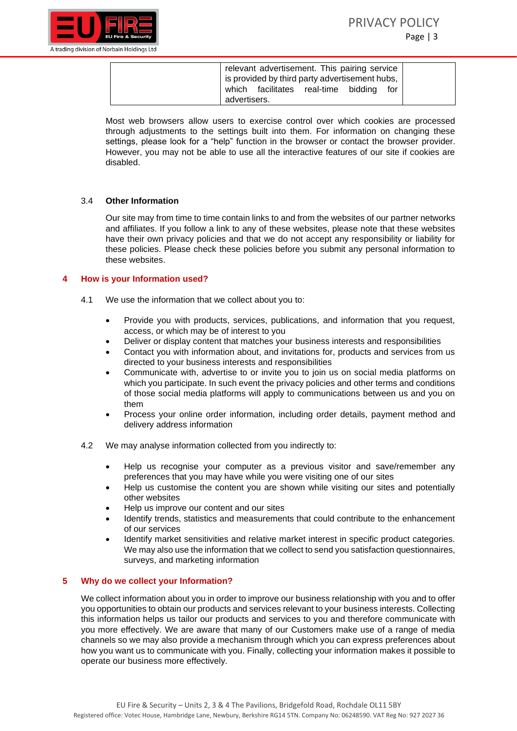|  | relevant advertisement. This pairing service is provided by third party advertisement hubs, which facilitates real-time bidding for advertisers. |  |
|---|---|---|

Most web browsers allow users to exercise control over which cookies are processed through adjustments to the settings built into them. For information on changing these settings, please look for a "help" function in the browser or contact the browser provider. However, you may not be able to use all the interactive features of our site if cookies are disabled.

### 3.4 Other Information

Our site may from time to time contain links to and from the websites of our partner networks and affiliates. If you follow a link to any of these websites, please note that these websites have their own privacy policies and that we do not accept any responsibility or liability for these policies. Please check these policies before you submit any personal information to these websites.

## 4 How is your Information used?

4.1 We use the information that we collect about you to:

- Provide you with products, services, publications, and information that you request, access, or which may be of interest to you
- Deliver or display content that matches your business interests and responsibilities
- Contact you with information about, and invitations for, products and services from us directed to your business interests and responsibilities
- Communicate with, advertise to or invite you to join us on social media platforms on which you participate. In such event the privacy policies and other terms and conditions of those social media platforms will apply to communications between us and you on them
- Process your online order information, including order details, payment method and delivery address information

4.2 We may analyse information collected from you indirectly to:

- Help us recognise your computer as a previous visitor and save/remember any preferences that you may have while you were visiting one of our sites
- Help us customise the content you are shown while visiting our sites and potentially other websites
- Help us improve our content and our sites
- Identify trends, statistics and measurements that could contribute to the enhancement of our services
- Identify market sensitivities and relative market interest in specific product categories. We may also use the information that we collect to send you satisfaction questionnaires, surveys, and marketing information

## 5 Why do we collect your Information?

We collect information about you in order to improve our business relationship with you and to offer you opportunities to obtain our products and services relevant to your business interests. Collecting this information helps us tailor our products and services to you and therefore communicate with you more effectively. We are aware that many of our Customers make use of a range of media channels so we may also provide a mechanism through which you can express preferences about how you want us to communicate with you. Finally, collecting your information makes it possible to operate our business more effectively.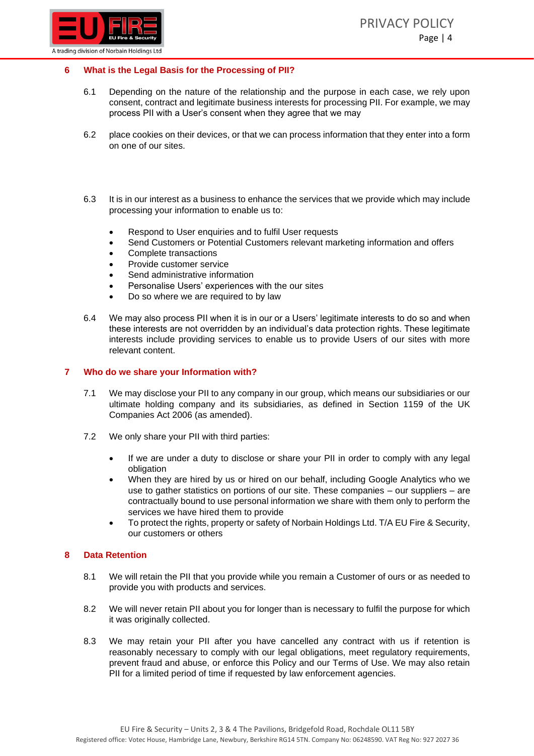## 6 What is the Legal Basis for the Processing of PII?

6.1 Depending on the nature of the relationship and the purpose in each case, we rely upon consent, contract and legitimate business interests for processing PII. For example, we may process PII with a User's consent when they agree that we may

6.2 place cookies on their devices, or that we can process information that they enter into a form on one of our sites.

6.3 It is in our interest as a business to enhance the services that we provide which may include processing your information to enable us to:

- Respond to User enquiries and to fulfil User requests
- Send Customers or Potential Customers relevant marketing information and offers
- Complete transactions
- Provide customer service
- Send administrative information
- Personalise Users' experiences with the our sites
- Do so where we are required to by law

6.4 We may also process PII when it is in our or a Users' legitimate interests to do so and when these interests are not overridden by an individual's data protection rights. These legitimate interests include providing services to enable us to provide Users of our sites with more relevant content.

## 7 Who do we share your Information with?

7.1 We may disclose your PII to any company in our group, which means our subsidiaries or our ultimate holding company and its subsidiaries, as defined in Section 1159 of the UK Companies Act 2006 (as amended).

7.2 We only share your PII with third parties:

- If we are under a duty to disclose or share your PII in order to comply with any legal obligation
- When they are hired by us or hired on our behalf, including Google Analytics who we use to gather statistics on portions of our site. These companies – our suppliers – are contractually bound to use personal information we share with them only to perform the services we have hired them to provide
- To protect the rights, property or safety of Norbain Holdings Ltd. T/A EU Fire & Security, our customers or others

## 8 Data Retention

8.1 We will retain the PII that you provide while you remain a Customer of ours or as needed to provide you with products and services.

8.2 We will never retain PII about you for longer than is necessary to fulfil the purpose for which it was originally collected.

8.3 We may retain your PII after you have cancelled any contract with us if retention is reasonably necessary to comply with our legal obligations, meet regulatory requirements, prevent fraud and abuse, or enforce this Policy and our Terms of Use. We may also retain PII for a limited period of time if requested by law enforcement agencies.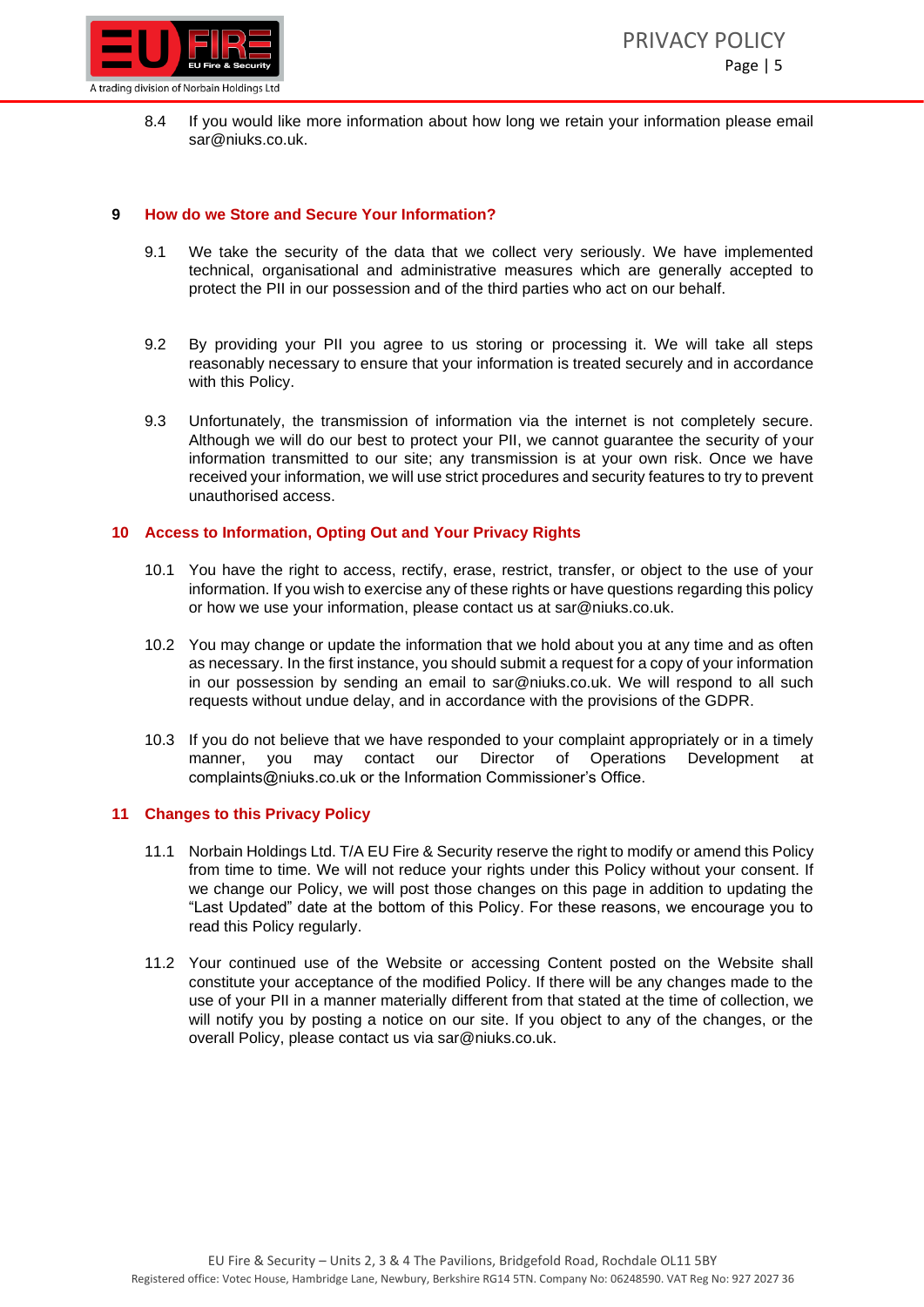8.4 If you would like more information about how long we retain your information please email sar@niuks.co.uk.

## 9 How do we Store and Secure Your Information?

9.1 We take the security of the data that we collect very seriously. We have implemented technical, organisational and administrative measures which are generally accepted to protect the PII in our possession and of the third parties who act on our behalf.

9.2 By providing your PII you agree to us storing or processing it. We will take all steps reasonably necessary to ensure that your information is treated securely and in accordance with this Policy.

9.3 Unfortunately, the transmission of information via the internet is not completely secure. Although we will do our best to protect your PII, we cannot guarantee the security of your information transmitted to our site; any transmission is at your own risk. Once we have received your information, we will use strict procedures and security features to try to prevent unauthorised access.

## 10 Access to Information, Opting Out and Your Privacy Rights

10.1 You have the right to access, rectify, erase, restrict, transfer, or object to the use of your information. If you wish to exercise any of these rights or have questions regarding this policy or how we use your information, please contact us at sar@niuks.co.uk.

10.2 You may change or update the information that we hold about you at any time and as often as necessary. In the first instance, you should submit a request for a copy of your information in our possession by sending an email to sar@niuks.co.uk. We will respond to all such requests without undue delay, and in accordance with the provisions of the GDPR.

10.3 If you do not believe that we have responded to your complaint appropriately or in a timely manner, you may contact our Director of Operations Development at complaints@niuks.co.uk or the Information Commissioner's Office.

## 11 Changes to this Privacy Policy

11.1 Norbain Holdings Ltd. T/A EU Fire & Security reserve the right to modify or amend this Policy from time to time. We will not reduce your rights under this Policy without your consent. If we change our Policy, we will post those changes on this page in addition to updating the "Last Updated" date at the bottom of this Policy. For these reasons, we encourage you to read this Policy regularly.

11.2 Your continued use of the Website or accessing Content posted on the Website shall constitute your acceptance of the modified Policy. If there will be any changes made to the use of your PII in a manner materially different from that stated at the time of collection, we will notify you by posting a notice on our site. If you object to any of the changes, or the overall Policy, please contact us via sar@niuks.co.uk.